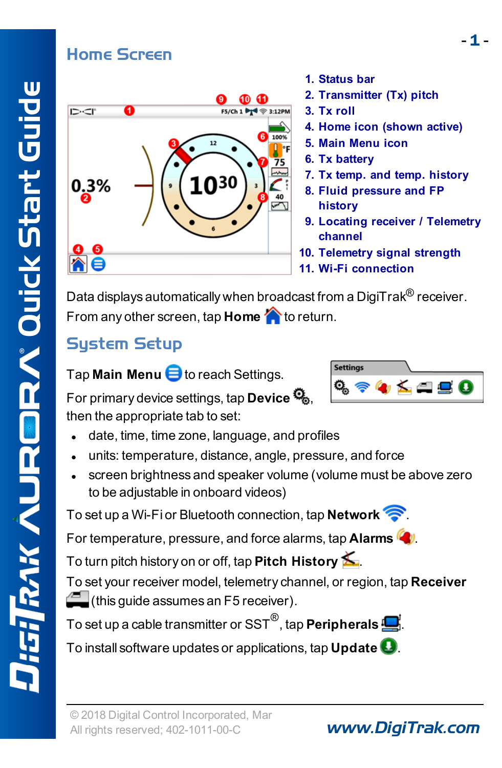## Home Screen

1. Status bar
2. Transmitter (Tx) pitch
3. Tx roll
4. Home icon (shown active)
5. Main Menu icon
6. Tx battery
7. Tx temp. and temp. history
8. Fluid pressure and FP history
9. Locating receiver / Telemetry channel
10. Telemetry signal strength
11. Wi-Fi connection

Data displays automatically when broadcast from a DigiTrak® receiver. From any other screen, tap **Home** to return.

## System Setup

Tap **Main Menu** to reach Settings.

For primary device settings, tap **Device**, then the appropriate tab to set:

- date, time, time zone, language, and profiles
- units: temperature, distance, angle, pressure, and force
- screen brightness and speaker volume (volume must be above zero to be adjustable in onboard videos)

To set up a Wi-Fi or Bluetooth connection, tap **Network**.

For temperature, pressure, and force alarms, tap **Alarms**.

To turn pitch history on or off, tap **Pitch History**.

To set your receiver model, telemetry channel, or region, tap **Receiver** (this guide assumes an F5 receiver).

To set up a cable transmitter or SST®, tap **Peripherals**.

To install software updates or applications, tap **Update**.

© 2018 Digital Control Incorporated, Mar
All rights reserved; 402-1011-00-C

www.DigiTrak.com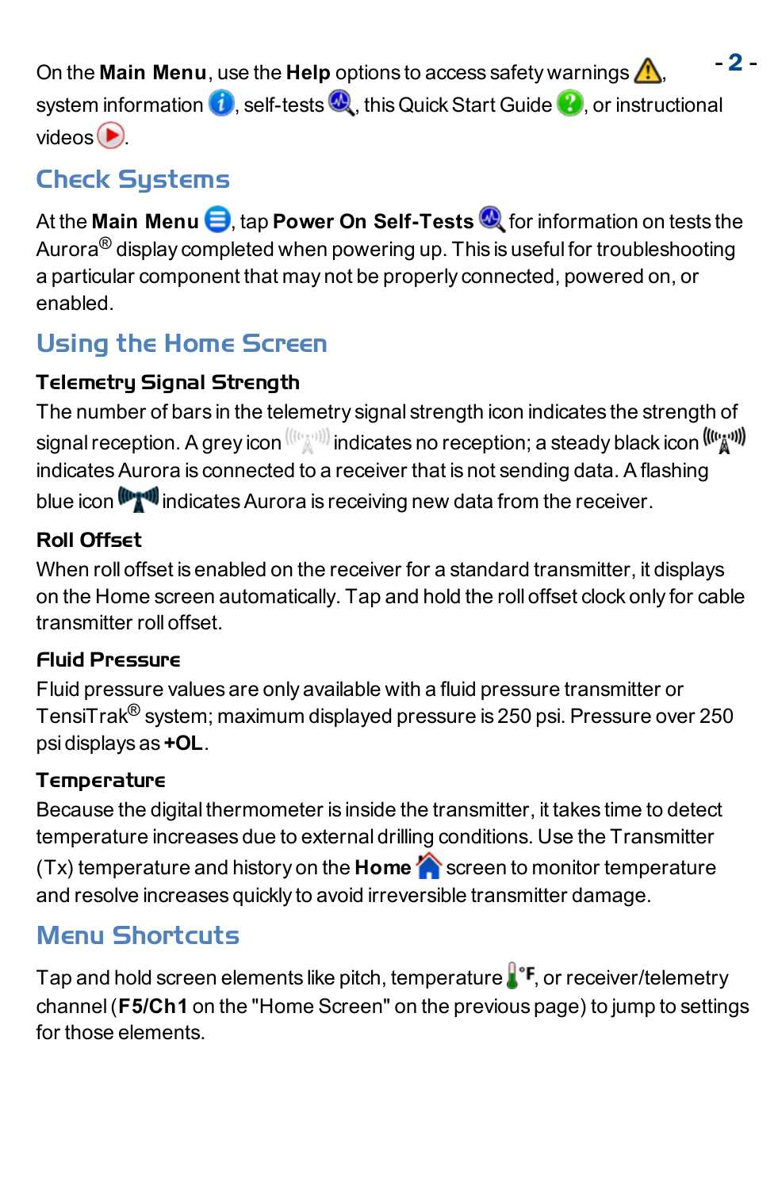On the **Main Menu**, use the **Help** options to access safety warnings, system information, self-tests, this Quick Start Guide, or instructional videos.

## Check Systems

At the **Main Menu**, tap **Power On Self-Tests** for information on tests the Aurora® display completed when powering up. This is useful for troubleshooting a particular component that may not be properly connected, powered on, or enabled.

## Using the Home Screen

### Telemetry Signal Strength

The number of bars in the telemetry signal strength icon indicates the strength of signal reception. A grey icon indicates no reception; a steady black icon indicates Aurora is connected to a receiver that is not sending data. A flashing blue icon indicates Aurora is receiving new data from the receiver.

### Roll Offset

When roll offset is enabled on the receiver for a standard transmitter, it displays on the Home screen automatically. Tap and hold the roll offset clock only for cable transmitter roll offset.

### Fluid Pressure

Fluid pressure values are only available with a fluid pressure transmitter or TensiTrak® system; maximum displayed pressure is 250 psi. Pressure over 250 psi displays as **+OL**.

### Temperature

Because the digital thermometer is inside the transmitter, it takes time to detect temperature increases due to external drilling conditions. Use the Transmitter (Tx) temperature and history on the **Home** screen to monitor temperature and resolve increases quickly to avoid irreversible transmitter damage.

## Menu Shortcuts

Tap and hold screen elements like pitch, temperature °F, or receiver/telemetry channel (**F5/Ch1** on the "Home Screen" on the previous page) to jump to settings for those elements.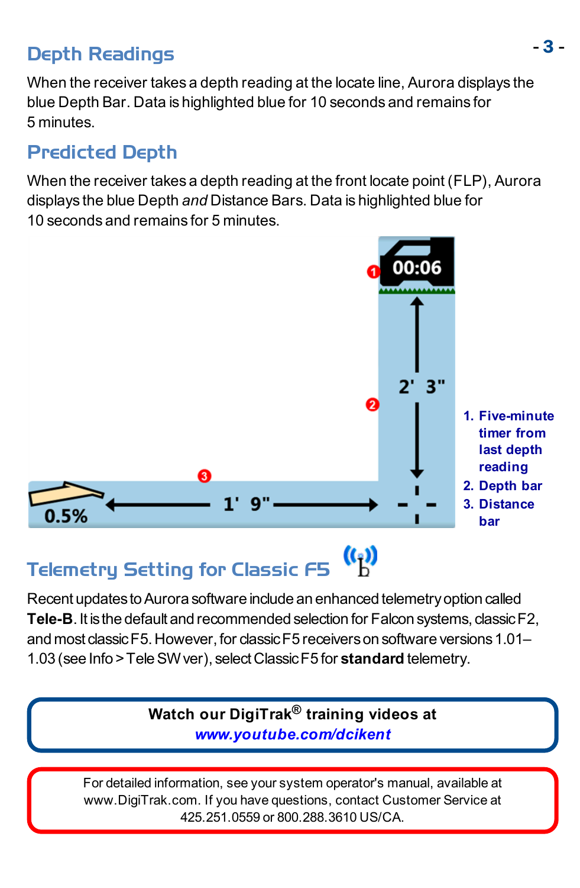## Depth Readings

When the receiver takes a depth reading at the locate line, Aurora displays the blue Depth Bar. Data is highlighted blue for 10 seconds and remains for 5 minutes.

## Predicted Depth

When the receiver takes a depth reading at the front locate point (FLP), Aurora displays the blue Depth *and* Distance Bars. Data is highlighted blue for 10 seconds and remains for 5 minutes.

1. **Five-minute timer from last depth reading**
2. **Depth bar**
3. **Distance bar**

## Telemetry Setting for Classic F5

Recent updates to Aurora software include an enhanced telemetry option called **Tele-B**. It is the default and recommended selection for Falcon systems, classic F2, and most classic F5. However, for classic F5 receivers on software versions 1.01–1.03 (see Info > Tele SW ver), select Classic F5 for **standard** telemetry.

**Watch our DigiTrak® training videos at**
***www.youtube.com/dcikent***

For detailed information, see your system operator's manual, available at www.DigiTrak.com. If you have questions, contact Customer Service at 425.251.0559 or 800.288.3610 US/CA.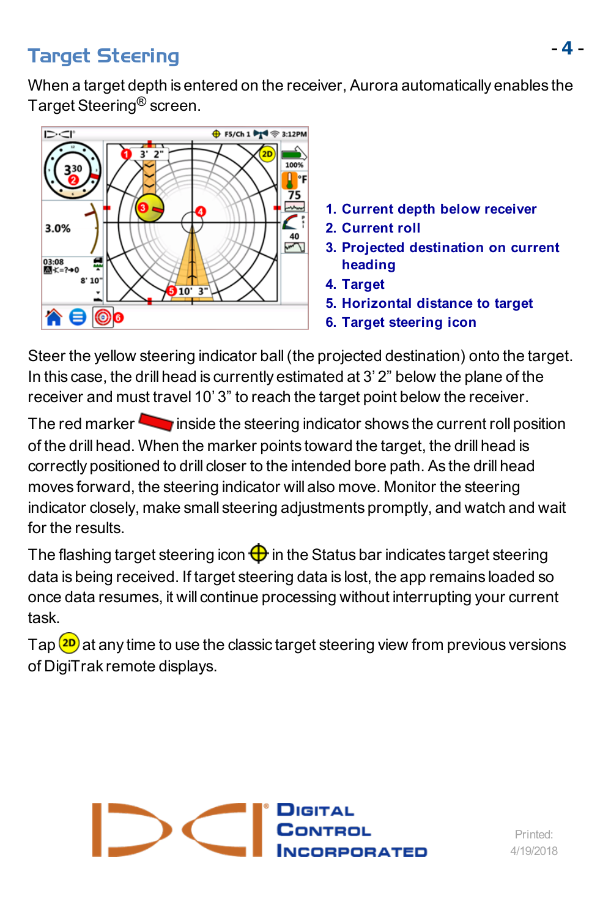## Target Steering

When a target depth is entered on the receiver, Aurora automatically enables the Target Steering® screen.

1. Current depth below receiver
2. Current roll
3. Projected destination on current heading
4. Target
5. Horizontal distance to target
6. Target steering icon

Steer the yellow steering indicator ball (the projected destination) onto the target. In this case, the drill head is currently estimated at 3’ 2” below the plane of the receiver and must travel 10’ 3” to reach the target point below the receiver.

The red marker inside the steering indicator shows the current roll position of the drill head. When the marker points toward the target, the drill head is correctly positioned to drill closer to the intended bore path. As the drill head moves forward, the steering indicator will also move. Monitor the steering indicator closely, make small steering adjustments promptly, and watch and wait for the results.

The flashing target steering icon in the Status bar indicates target steering data is being received. If target steering data is lost, the app remains loaded so once data resumes, it will continue processing without interrupting your current task.

Tap 2D at any time to use the classic target steering view from previous versions of DigiTrak remote displays.

Printed: 4/19/2018